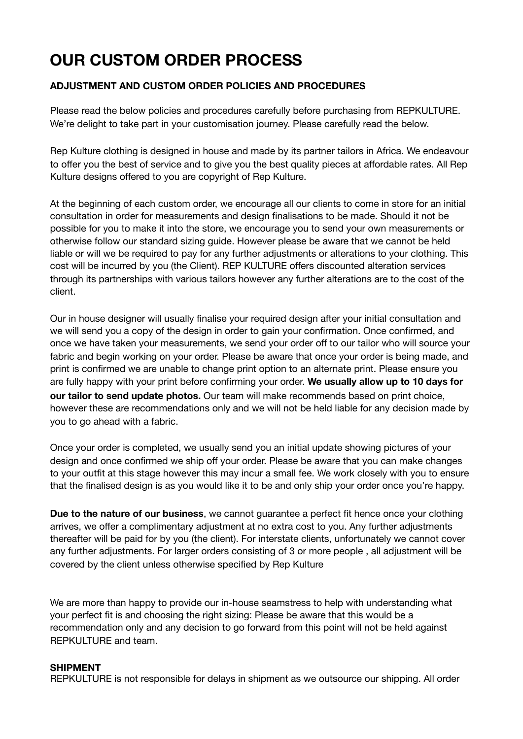# OUR CUSTOM ORDER PROCESS

### ADJUSTMENT AND CUSTOM ORDER POLICIES AND PROCEDURES

Please read the below policies and procedures carefully before purchasing from REPKULTURE. We're delight to take part in your customisation journey. Please carefully read the below.

Rep Kulture clothing is designed in house and made by its partner tailors in Africa. We endeavour to offer you the best of service and to give you the best quality pieces at affordable rates. All Rep Kulture designs offered to you are copyright of Rep Kulture.

At the beginning of each custom order, we encourage all our clients to come in store for an initial consultation in order for measurements and design finalisations to be made. Should it not be possible for you to make it into the store, we encourage you to send your own measurements or otherwise follow our standard sizing guide. However please be aware that we cannot be held liable or will we be required to pay for any further adjustments or alterations to your clothing. This cost will be incurred by you (the Client). REP KULTURE offers discounted alteration services through its partnerships with various tailors however any further alterations are to the cost of the client.

Our in house designer will usually finalise your required design after your initial consultation and we will send you a copy of the design in order to gain your confirmation. Once confirmed, and once we have taken your measurements, we send your order off to our tailor who will source your fabric and begin working on your order. Please be aware that once your order is being made, and print is confirmed we are unable to change print option to an alternate print. Please ensure you are fully happy with your print before confirming your order. **We usually allow up to 10 days for our tailor to send update photos.** Our team will make recommends based on print choice, however these are recommendations only and we will not be held liable for any decision made by you to go ahead with a fabric.

Once your order is completed, we usually send you an initial update showing pictures of your design and once confirmed we ship off your order. Please be aware that you can make changes to your outfit at this stage however this may incur a small fee. We work closely with you to ensure that the finalised design is as you would like it to be and only ship your order once you're happy.

**Due to the nature of our business**, we cannot guarantee a perfect fit hence once your clothing arrives, we offer a complimentary adjustment at no extra cost to you. Any further adjustments thereafter will be paid for by you (the client). For interstate clients, unfortunately we cannot cover any further adjustments. For larger orders consisting of 3 or more people , all adjustment will be covered by the client unless otherwise specified by Rep Kulture

We are more than happy to provide our in-house seamstress to help with understanding what your perfect fit is and choosing the right sizing: Please be aware that this would be a recommendation only and any decision to go forward from this point will not be held against REPKULTURE and team.

### SHIPMENT

REPKULTURE is not responsible for delays in shipment as we outsource our shipping. All order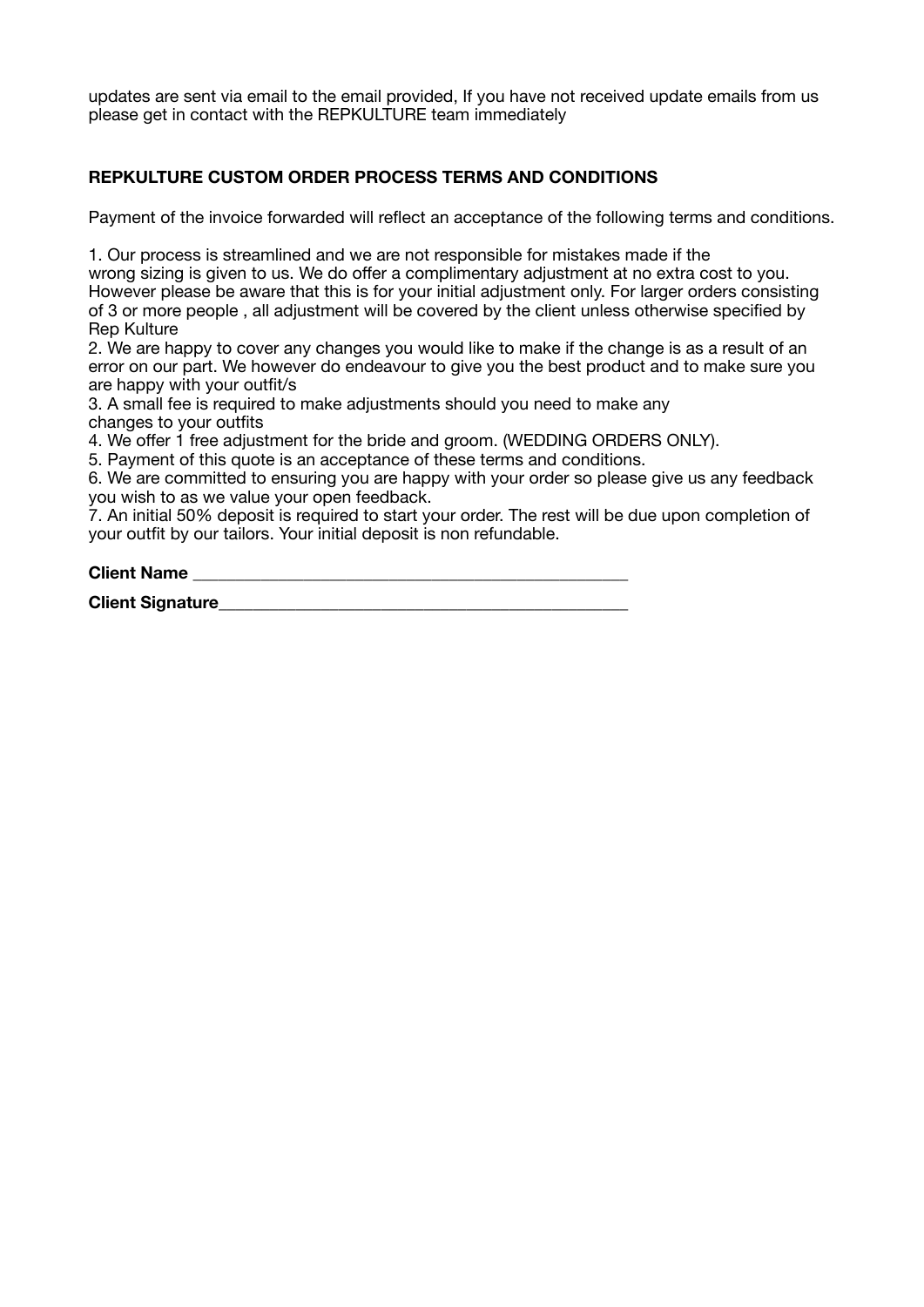updates are sent via email to the email provided, If you have not received update emails from us please get in contact with the REPKULTURE team immediately

**REPKULTURE CUSTOM ORDER PROCESS TERMS AND CONDITIONS**

Payment of the invoice forwarded will reflect an acceptance of the following terms and conditions.

1. Our process is streamlined and we are not responsible for mistakes made if the wrong sizing is given to us. We do offer a complimentary adjustment at no extra cost to you. However please be aware that this is for your initial adjustment only. For larger orders consisting of 3 or more people , all adjustment will be covered by the client unless otherwise specified by Rep Kulture
2. We are happy to cover any changes you would like to make if the change is as a result of an error on our part. We however do endeavour to give you the best product and to make sure you are happy with your outfit/s
3. A small fee is required to make adjustments should you need to make any changes to your outfits
4. We offer 1 free adjustment for the bride and groom. (WEDDING ORDERS ONLY).
5. Payment of this quote is an acceptance of these terms and conditions.
6. We are committed to ensuring you are happy with your order so please give us any feedback you wish to as we value your open feedback.
7. An initial 50% deposit is required to start your order. The rest will be due upon completion of your outfit by our tailors. Your initial deposit is non refundable.

**Client Name** ______________________________________________

**Client Signature**______________________________________________